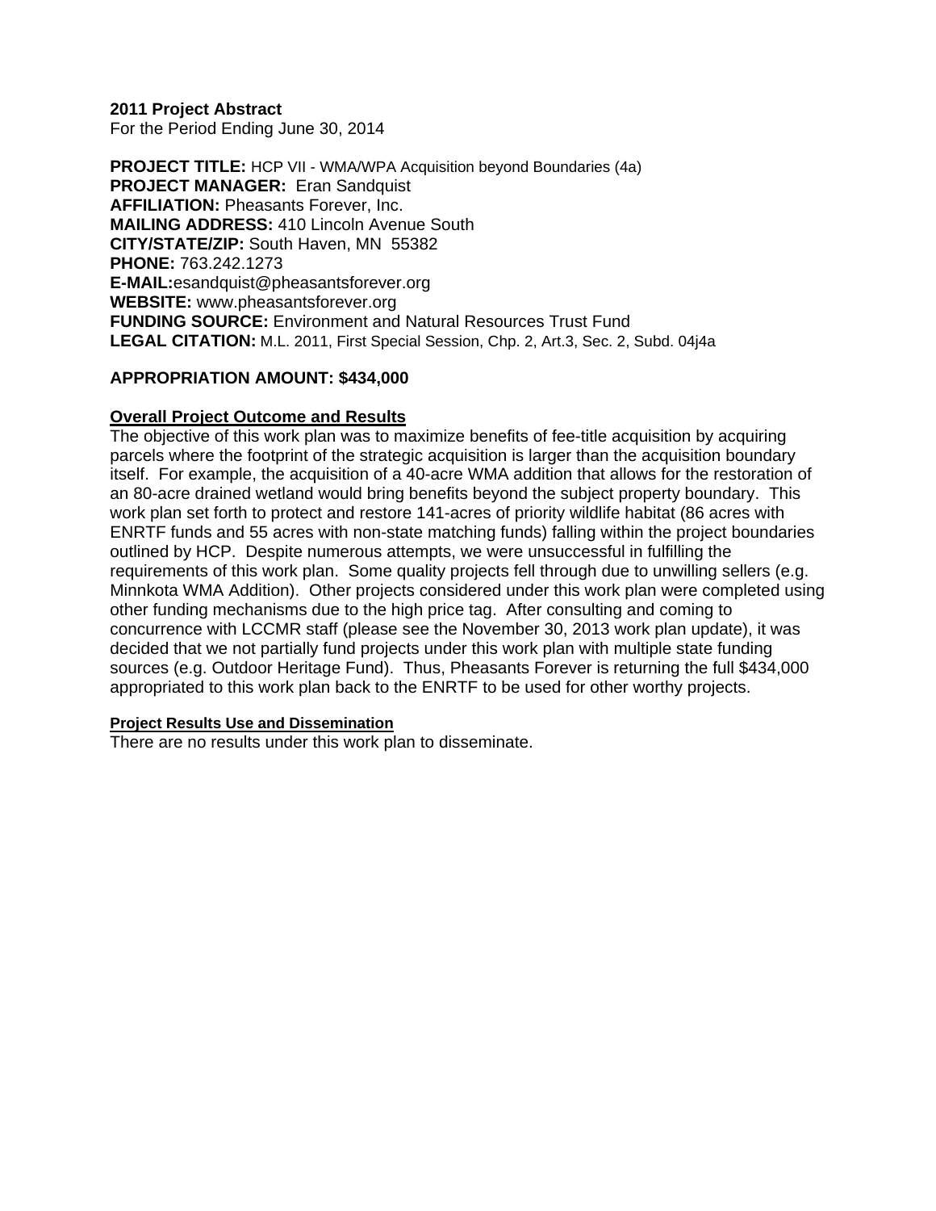**2011 Project Abstract**
For the Period Ending June 30, 2014

**PROJECT TITLE:** HCP VII - WMA/WPA Acquisition beyond Boundaries (4a)
**PROJECT MANAGER:** Eran Sandquist
**AFFILIATION:** Pheasants Forever, Inc.
**MAILING ADDRESS:** 410 Lincoln Avenue South
**CITY/STATE/ZIP:** South Haven, MN 55382
**PHONE:** 763.242.1273
**E-MAIL:**esandquist@pheasantsforever.org
**WEBSITE:** www.pheasantsforever.org
**FUNDING SOURCE:** Environment and Natural Resources Trust Fund
**LEGAL CITATION:** M.L. 2011, First Special Session, Chp. 2, Art.3, Sec. 2, Subd. 04j4a

**APPROPRIATION AMOUNT: $434,000**

**Overall Project Outcome and Results**

The objective of this work plan was to maximize benefits of fee-title acquisition by acquiring parcels where the footprint of the strategic acquisition is larger than the acquisition boundary itself. For example, the acquisition of a 40-acre WMA addition that allows for the restoration of an 80-acre drained wetland would bring benefits beyond the subject property boundary. This work plan set forth to protect and restore 141-acres of priority wildlife habitat (86 acres with ENRTF funds and 55 acres with non-state matching funds) falling within the project boundaries outlined by HCP. Despite numerous attempts, we were unsuccessful in fulfilling the requirements of this work plan. Some quality projects fell through due to unwilling sellers (e.g. Minnkota WMA Addition). Other projects considered under this work plan were completed using other funding mechanisms due to the high price tag. After consulting and coming to concurrence with LCCMR staff (please see the November 30, 2013 work plan update), it was decided that we not partially fund projects under this work plan with multiple state funding sources (e.g. Outdoor Heritage Fund). Thus, Pheasants Forever is returning the full $434,000 appropriated to this work plan back to the ENRTF to be used for other worthy projects.

**Project Results Use and Dissemination**

There are no results under this work plan to disseminate.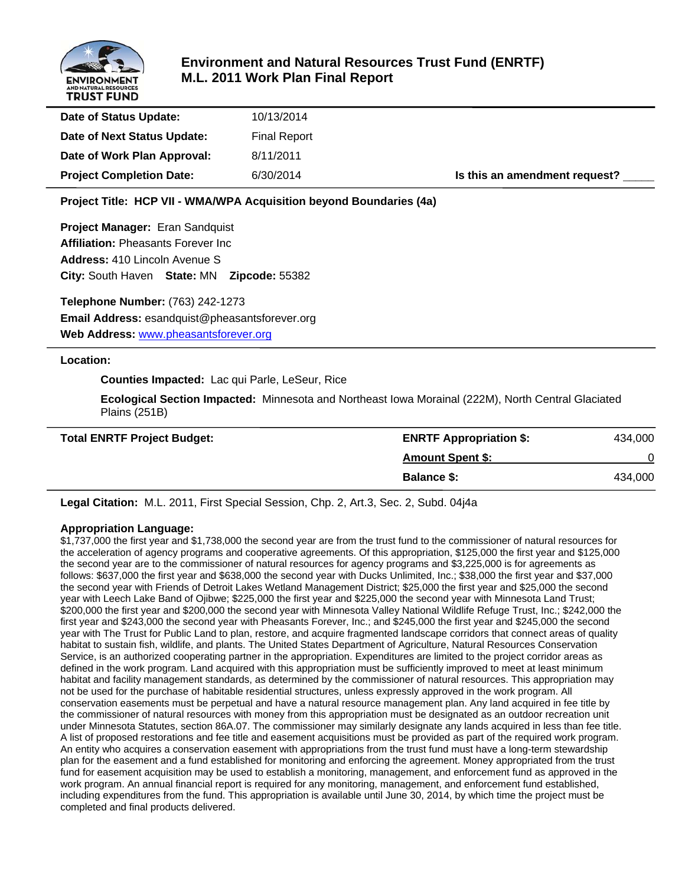# Environment and Natural Resources Trust Fund (ENRTF) M.L. 2011 Work Plan Final Report

| | | | |
|---|---|---|---|
| **Date of Status Update:** | 10/13/2014 | | |
| **Date of Next Status Update:** | Final Report | | |
| **Date of Work Plan Approval:** | 8/11/2011 | | |
| **Project Completion Date:** | 6/30/2014 | **Is this an amendment request?** | _____ |

**Project Title: HCP VII - WMA/WPA Acquisition beyond Boundaries (4a)**

**Project Manager:** Eran Sandquist
**Affiliation:** Pheasants Forever Inc
**Address:** 410 Lincoln Avenue S
**City:** South Haven **State:** MN **Zipcode:** 55382

**Telephone Number:** (763) 242-1273
**Email Address:** esandquist@pheasantsforever.org
**Web Address:** www.pheasantsforever.org

**Location:**

**Counties Impacted:** Lac qui Parle, LeSeur, Rice

**Ecological Section Impacted:** Minnesota and Northeast Iowa Morainal (222M), North Central Glaciated Plains (251B)

| **Total ENRTF Project Budget:** | **ENRTF Appropriation $:** | 434,000 |
|---|---|---|
| | **Amount Spent $:** | 0 |
| | **Balance $:** | 434,000 |

**Legal Citation:** M.L. 2011, First Special Session, Chp. 2, Art.3, Sec. 2, Subd. 04j4a

**Appropriation Language:**
$1,737,000 the first year and $1,738,000 the second year are from the trust fund to the commissioner of natural resources for the acceleration of agency programs and cooperative agreements. Of this appropriation, $125,000 the first year and $125,000 the second year are to the commissioner of natural resources for agency programs and $3,225,000 is for agreements as follows: $637,000 the first year and $638,000 the second year with Ducks Unlimited, Inc.; $38,000 the first year and $37,000 the second year with Friends of Detroit Lakes Wetland Management District; $25,000 the first year and $25,000 the second year with Leech Lake Band of Ojibwe; $225,000 the first year and $225,000 the second year with Minnesota Land Trust; $200,000 the first year and $200,000 the second year with Minnesota Valley National Wildlife Refuge Trust, Inc.; $242,000 the first year and $243,000 the second year with Pheasants Forever, Inc.; and $245,000 the first year and $245,000 the second year with The Trust for Public Land to plan, restore, and acquire fragmented landscape corridors that connect areas of quality habitat to sustain fish, wildlife, and plants. The United States Department of Agriculture, Natural Resources Conservation Service, is an authorized cooperating partner in the appropriation. Expenditures are limited to the project corridor areas as defined in the work program. Land acquired with this appropriation must be sufficiently improved to meet at least minimum habitat and facility management standards, as determined by the commissioner of natural resources. This appropriation may not be used for the purchase of habitable residential structures, unless expressly approved in the work program. All conservation easements must be perpetual and have a natural resource management plan. Any land acquired in fee title by the commissioner of natural resources with money from this appropriation must be designated as an outdoor recreation unit under Minnesota Statutes, section 86A.07. The commissioner may similarly designate any lands acquired in less than fee title. A list of proposed restorations and fee title and easement acquisitions must be provided as part of the required work program. An entity who acquires a conservation easement with appropriations from the trust fund must have a long-term stewardship plan for the easement and a fund established for monitoring and enforcing the agreement. Money appropriated from the trust fund for easement acquisition may be used to establish a monitoring, management, and enforcement fund as approved in the work program. An annual financial report is required for any monitoring, management, and enforcement fund established, including expenditures from the fund. This appropriation is available until June 30, 2014, by which time the project must be completed and final products delivered.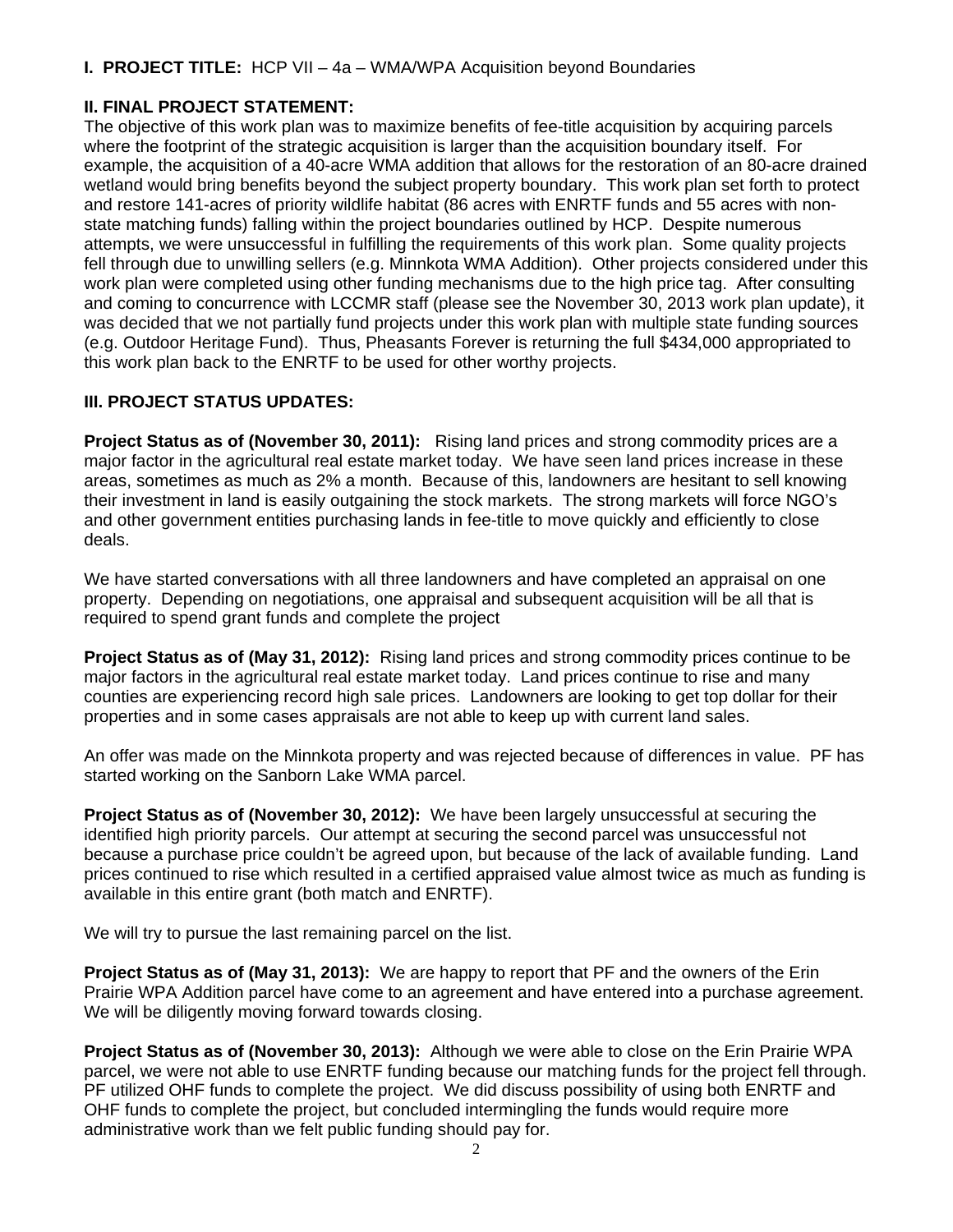**I. PROJECT TITLE:** HCP VII – 4a – WMA/WPA Acquisition beyond Boundaries

**II. FINAL PROJECT STATEMENT:**

The objective of this work plan was to maximize benefits of fee-title acquisition by acquiring parcels where the footprint of the strategic acquisition is larger than the acquisition boundary itself. For example, the acquisition of a 40-acre WMA addition that allows for the restoration of an 80-acre drained wetland would bring benefits beyond the subject property boundary. This work plan set forth to protect and restore 141-acres of priority wildlife habitat (86 acres with ENRTF funds and 55 acres with non-state matching funds) falling within the project boundaries outlined by HCP. Despite numerous attempts, we were unsuccessful in fulfilling the requirements of this work plan. Some quality projects fell through due to unwilling sellers (e.g. Minnkota WMA Addition). Other projects considered under this work plan were completed using other funding mechanisms due to the high price tag. After consulting and coming to concurrence with LCCMR staff (please see the November 30, 2013 work plan update), it was decided that we not partially fund projects under this work plan with multiple state funding sources (e.g. Outdoor Heritage Fund). Thus, Pheasants Forever is returning the full $434,000 appropriated to this work plan back to the ENRTF to be used for other worthy projects.

**III. PROJECT STATUS UPDATES:**

**Project Status as of (November 30, 2011):** Rising land prices and strong commodity prices are a major factor in the agricultural real estate market today. We have seen land prices increase in these areas, sometimes as much as 2% a month. Because of this, landowners are hesitant to sell knowing their investment in land is easily outgaining the stock markets. The strong markets will force NGO's and other government entities purchasing lands in fee-title to move quickly and efficiently to close deals.

We have started conversations with all three landowners and have completed an appraisal on one property. Depending on negotiations, one appraisal and subsequent acquisition will be all that is required to spend grant funds and complete the project

**Project Status as of (May 31, 2012):** Rising land prices and strong commodity prices continue to be major factors in the agricultural real estate market today. Land prices continue to rise and many counties are experiencing record high sale prices. Landowners are looking to get top dollar for their properties and in some cases appraisals are not able to keep up with current land sales.

An offer was made on the Minnkota property and was rejected because of differences in value. PF has started working on the Sanborn Lake WMA parcel.

**Project Status as of (November 30, 2012):** We have been largely unsuccessful at securing the identified high priority parcels. Our attempt at securing the second parcel was unsuccessful not because a purchase price couldn't be agreed upon, but because of the lack of available funding. Land prices continued to rise which resulted in a certified appraised value almost twice as much as funding is available in this entire grant (both match and ENRTF).

We will try to pursue the last remaining parcel on the list.

**Project Status as of (May 31, 2013):** We are happy to report that PF and the owners of the Erin Prairie WPA Addition parcel have come to an agreement and have entered into a purchase agreement. We will be diligently moving forward towards closing.

**Project Status as of (November 30, 2013):** Although we were able to close on the Erin Prairie WPA parcel, we were not able to use ENRTF funding because our matching funds for the project fell through. PF utilized OHF funds to complete the project. We did discuss possibility of using both ENRTF and OHF funds to complete the project, but concluded intermingling the funds would require more administrative work than we felt public funding should pay for.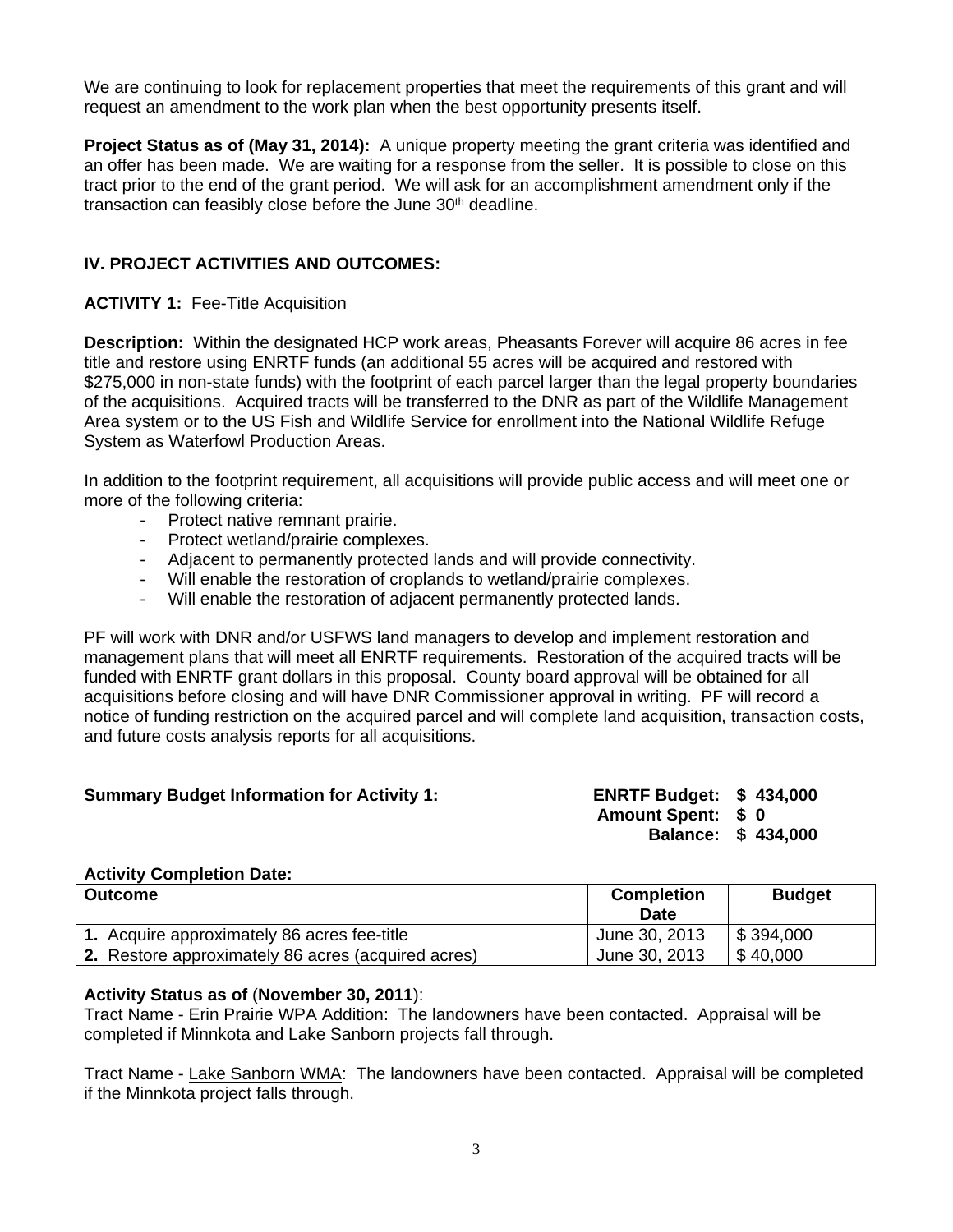We are continuing to look for replacement properties that meet the requirements of this grant and will request an amendment to the work plan when the best opportunity presents itself.

**Project Status as of (May 31, 2014):** A unique property meeting the grant criteria was identified and an offer has been made. We are waiting for a response from the seller. It is possible to close on this tract prior to the end of the grant period. We will ask for an accomplishment amendment only if the transaction can feasibly close before the June 30th deadline.

## IV. PROJECT ACTIVITIES AND OUTCOMES:

**ACTIVITY 1:** Fee-Title Acquisition

**Description:** Within the designated HCP work areas, Pheasants Forever will acquire 86 acres in fee title and restore using ENRTF funds (an additional 55 acres will be acquired and restored with $275,000 in non-state funds) with the footprint of each parcel larger than the legal property boundaries of the acquisitions. Acquired tracts will be transferred to the DNR as part of the Wildlife Management Area system or to the US Fish and Wildlife Service for enrollment into the National Wildlife Refuge System as Waterfowl Production Areas.

In addition to the footprint requirement, all acquisitions will provide public access and will meet one or more of the following criteria:

- Protect native remnant prairie.
- Protect wetland/prairie complexes.
- Adjacent to permanently protected lands and will provide connectivity.
- Will enable the restoration of croplands to wetland/prairie complexes.
- Will enable the restoration of adjacent permanently protected lands.

PF will work with DNR and/or USFWS land managers to develop and implement restoration and management plans that will meet all ENRTF requirements. Restoration of the acquired tracts will be funded with ENRTF grant dollars in this proposal. County board approval will be obtained for all acquisitions before closing and will have DNR Commissioner approval in writing. PF will record a notice of funding restriction on the acquired parcel and will complete land acquisition, transaction costs, and future costs analysis reports for all acquisitions.

**Summary Budget Information for Activity 1:**

**ENRTF Budget: $ 434,000**
**Amount Spent: $ 0**
**Balance: $ 434,000**

**Activity Completion Date:**

| Outcome | Completion Date | Budget |
|---|---|---|
| **1.** Acquire approximately 86 acres fee-title | June 30, 2013 | $ 394,000 |
| **2.** Restore approximately 86 acres (acquired acres) | June 30, 2013 | $ 40,000 |

**Activity Status as of (November 30, 2011):**
Tract Name - Erin Prairie WPA Addition: The landowners have been contacted. Appraisal will be completed if Minnkota and Lake Sanborn projects fall through.

Tract Name - Lake Sanborn WMA: The landowners have been contacted. Appraisal will be completed if the Minnkota project falls through.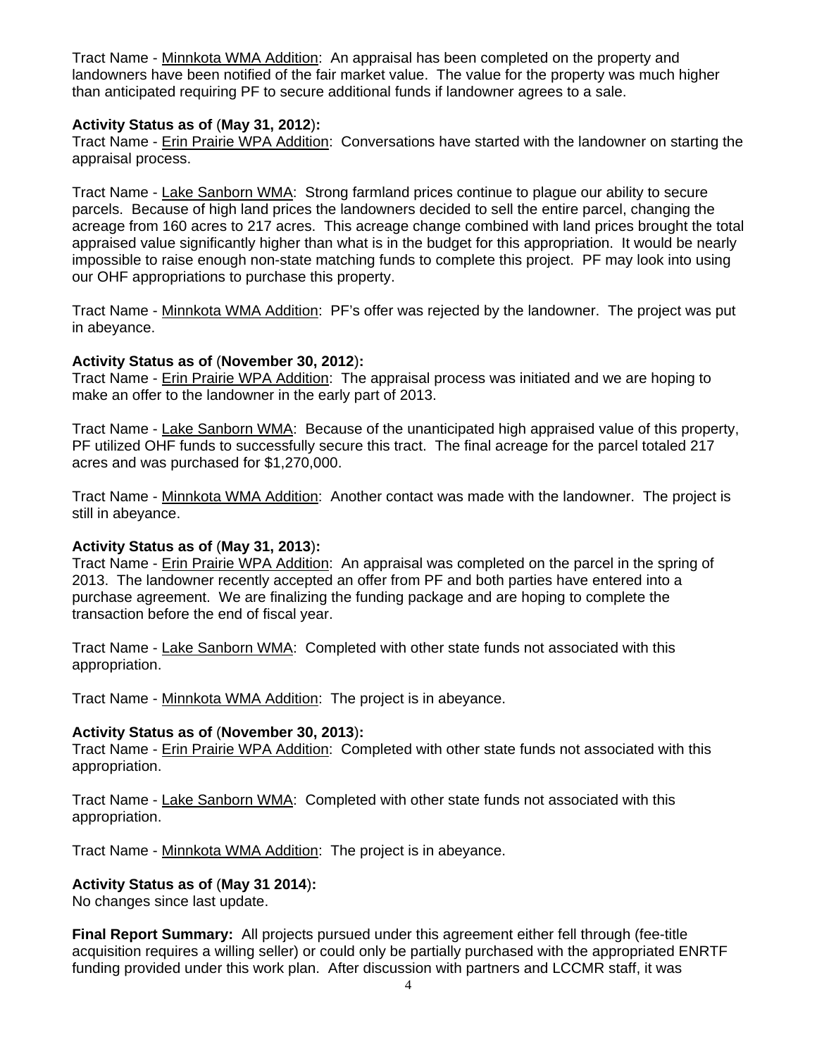Tract Name - Minnkota WMA Addition: An appraisal has been completed on the property and landowners have been notified of the fair market value. The value for the property was much higher than anticipated requiring PF to secure additional funds if landowner agrees to a sale.

**Activity Status as of (May 31, 2012):**
Tract Name - Erin Prairie WPA Addition: Conversations have started with the landowner on starting the appraisal process.

Tract Name - Lake Sanborn WMA: Strong farmland prices continue to plague our ability to secure parcels. Because of high land prices the landowners decided to sell the entire parcel, changing the acreage from 160 acres to 217 acres. This acreage change combined with land prices brought the total appraised value significantly higher than what is in the budget for this appropriation. It would be nearly impossible to raise enough non-state matching funds to complete this project. PF may look into using our OHF appropriations to purchase this property.

Tract Name - Minnkota WMA Addition: PF's offer was rejected by the landowner. The project was put in abeyance.

**Activity Status as of (November 30, 2012):**
Tract Name - Erin Prairie WPA Addition: The appraisal process was initiated and we are hoping to make an offer to the landowner in the early part of 2013.

Tract Name - Lake Sanborn WMA: Because of the unanticipated high appraised value of this property, PF utilized OHF funds to successfully secure this tract. The final acreage for the parcel totaled 217 acres and was purchased for $1,270,000.

Tract Name - Minnkota WMA Addition: Another contact was made with the landowner. The project is still in abeyance.

**Activity Status as of (May 31, 2013):**
Tract Name - Erin Prairie WPA Addition: An appraisal was completed on the parcel in the spring of 2013. The landowner recently accepted an offer from PF and both parties have entered into a purchase agreement. We are finalizing the funding package and are hoping to complete the transaction before the end of fiscal year.

Tract Name - Lake Sanborn WMA: Completed with other state funds not associated with this appropriation.

Tract Name - Minnkota WMA Addition: The project is in abeyance.

**Activity Status as of (November 30, 2013):**
Tract Name - Erin Prairie WPA Addition: Completed with other state funds not associated with this appropriation.

Tract Name - Lake Sanborn WMA: Completed with other state funds not associated with this appropriation.

Tract Name - Minnkota WMA Addition: The project is in abeyance.

**Activity Status as of (May 31 2014):**
No changes since last update.

**Final Report Summary:** All projects pursued under this agreement either fell through (fee-title acquisition requires a willing seller) or could only be partially purchased with the appropriated ENRTF funding provided under this work plan. After discussion with partners and LCCMR staff, it was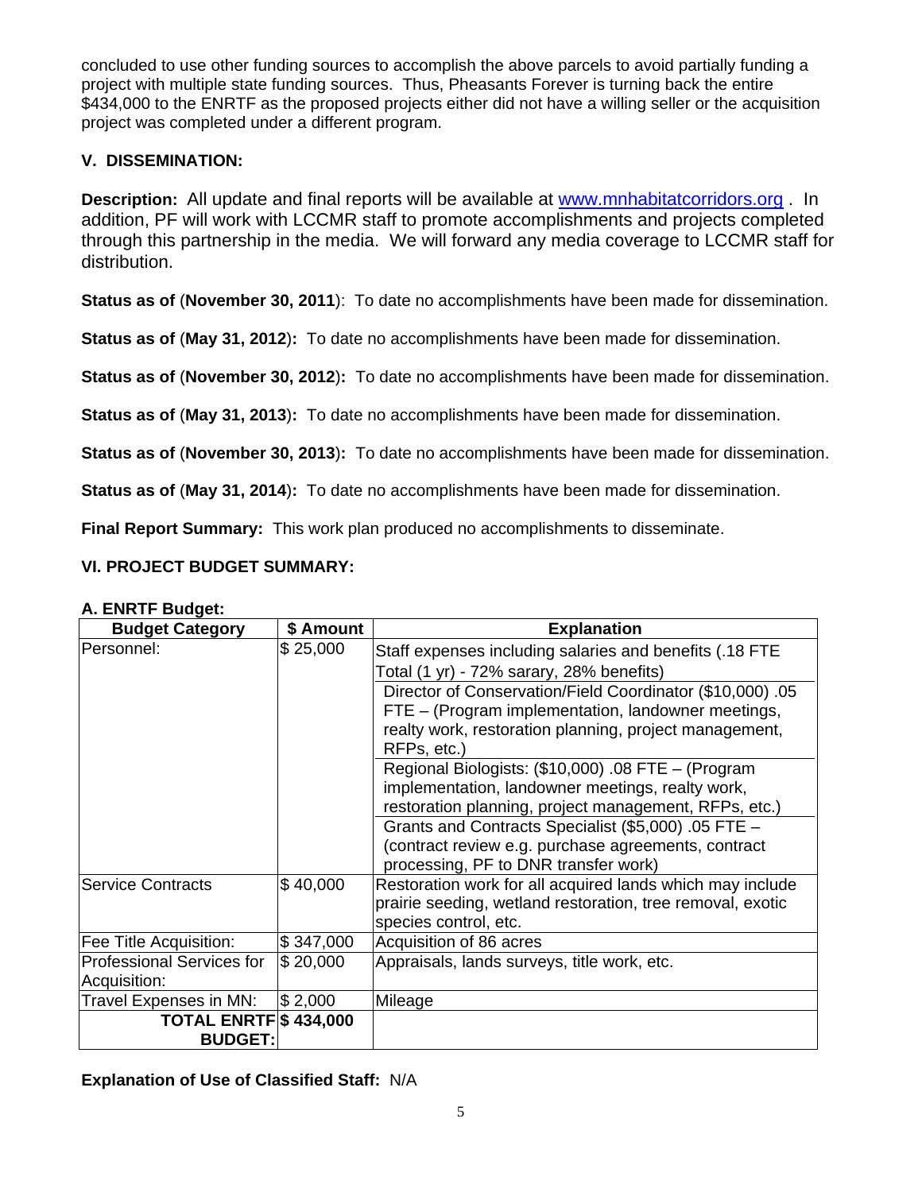concluded to use other funding sources to accomplish the above parcels to avoid partially funding a project with multiple state funding sources. Thus, Pheasants Forever is turning back the entire $434,000 to the ENRTF as the proposed projects either did not have a willing seller or the acquisition project was completed under a different program.

### V. DISSEMINATION:

**Description:** All update and final reports will be available at www.mnhabitatcorridors.org . In addition, PF will work with LCCMR staff to promote accomplishments and projects completed through this partnership in the media. We will forward any media coverage to LCCMR staff for distribution.

**Status as of** (**November 30, 2011**): To date no accomplishments have been made for dissemination.

**Status as of** (**May 31, 2012**)**:** To date no accomplishments have been made for dissemination.

**Status as of** (**November 30, 2012**)**:** To date no accomplishments have been made for dissemination.

**Status as of** (**May 31, 2013**)**:** To date no accomplishments have been made for dissemination.

**Status as of** (**November 30, 2013**)**:** To date no accomplishments have been made for dissemination.

**Status as of** (**May 31, 2014**)**:** To date no accomplishments have been made for dissemination.

**Final Report Summary:** This work plan produced no accomplishments to disseminate.

### VI. PROJECT BUDGET SUMMARY:

**A. ENRTF Budget:**

| Budget Category | $ Amount | Explanation |
|---|---|---|
| Personnel: | $ 25,000 | Staff expenses including salaries and benefits (.18 FTE Total (1 yr) - 72% sarary, 28% benefits) |
| | | Director of Conservation/Field Coordinator ($10,000) .05 FTE – (Program implementation, landowner meetings, realty work, restoration planning, project management, RFPs, etc.) |
| | | Regional Biologists: ($10,000) .08 FTE – (Program implementation, landowner meetings, realty work, restoration planning, project management, RFPs, etc.) |
| | | Grants and Contracts Specialist ($5,000) .05 FTE – (contract review e.g. purchase agreements, contract processing, PF to DNR transfer work) |
| Service Contracts | $ 40,000 | Restoration work for all acquired lands which may include prairie seeding, wetland restoration, tree removal, exotic species control, etc. |
| Fee Title Acquisition: | $ 347,000 | Acquisition of 86 acres |
| Professional Services for Acquisition: | $ 20,000 | Appraisals, lands surveys, title work, etc. |
| Travel Expenses in MN: | $ 2,000 | Mileage |
| **TOTAL ENRTF BUDGET:** | **$ 434,000** | |

**Explanation of Use of Classified Staff:** N/A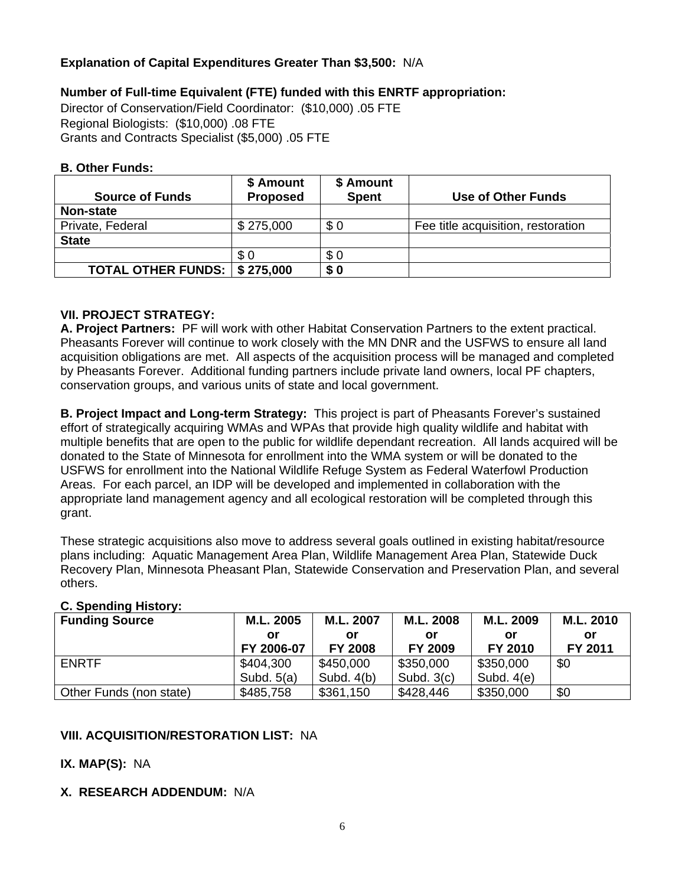**Explanation of Capital Expenditures Greater Than $3,500:** N/A

**Number of Full-time Equivalent (FTE) funded with this ENRTF appropriation:**

Director of Conservation/Field Coordinator: ($10,000) .05 FTE
Regional Biologists: ($10,000) .08 FTE
Grants and Contracts Specialist ($5,000) .05 FTE

**B. Other Funds:**

| Source of Funds | $ Amount Proposed | $ Amount Spent | Use of Other Funds |
|---|---|---|---|
| **Non-state** | | | |
| Private, Federal | $ 275,000 | $ 0 | Fee title acquisition, restoration |
| **State** | | | |
| | $ 0 | $ 0 | |
| **TOTAL OTHER FUNDS:** | **$ 275,000** | **$ 0** | |

**VII. PROJECT STRATEGY:**

**A. Project Partners:** PF will work with other Habitat Conservation Partners to the extent practical. Pheasants Forever will continue to work closely with the MN DNR and the USFWS to ensure all land acquisition obligations are met. All aspects of the acquisition process will be managed and completed by Pheasants Forever. Additional funding partners include private land owners, local PF chapters, conservation groups, and various units of state and local government.

**B. Project Impact and Long-term Strategy:** This project is part of Pheasants Forever's sustained effort of strategically acquiring WMAs and WPAs that provide high quality wildlife and habitat with multiple benefits that are open to the public for wildlife dependant recreation. All lands acquired will be donated to the State of Minnesota for enrollment into the WMA system or will be donated to the USFWS for enrollment into the National Wildlife Refuge System as Federal Waterfowl Production Areas. For each parcel, an IDP will be developed and implemented in collaboration with the appropriate land management agency and all ecological restoration will be completed through this grant.

These strategic acquisitions also move to address several goals outlined in existing habitat/resource plans including: Aquatic Management Area Plan, Wildlife Management Area Plan, Statewide Duck Recovery Plan, Minnesota Pheasant Plan, Statewide Conservation and Preservation Plan, and several others.

**C. Spending History:**

| Funding Source | M.L. 2005 or FY 2006-07 | M.L. 2007 or FY 2008 | M.L. 2008 or FY 2009 | M.L. 2009 or FY 2010 | M.L. 2010 or FY 2011 |
|---|---|---|---|---|---|
| ENRTF | $404,300 Subd. 5(a) | $450,000 Subd. 4(b) | $350,000 Subd. 3(c) | $350,000 Subd. 4(e) | $0 |
| Other Funds (non state) | $485,758 | $361,150 | $428,446 | $350,000 | $0 |

**VIII. ACQUISITION/RESTORATION LIST:** NA

**IX. MAP(S):** NA

**X. RESEARCH ADDENDUM:** N/A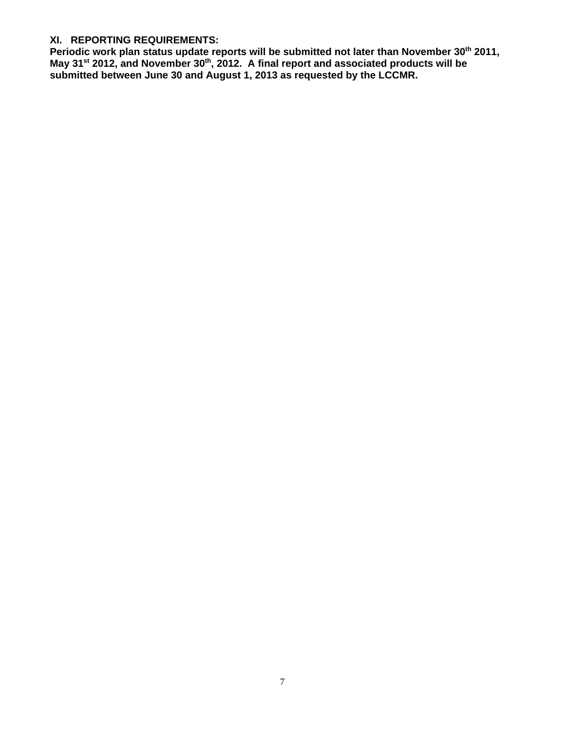**XI. REPORTING REQUIREMENTS:**

**Periodic work plan status update reports will be submitted not later than November 30th 2011, May 31st 2012, and November 30th, 2012. A final report and associated products will be submitted between June 30 and August 1, 2013 as requested by the LCCMR.**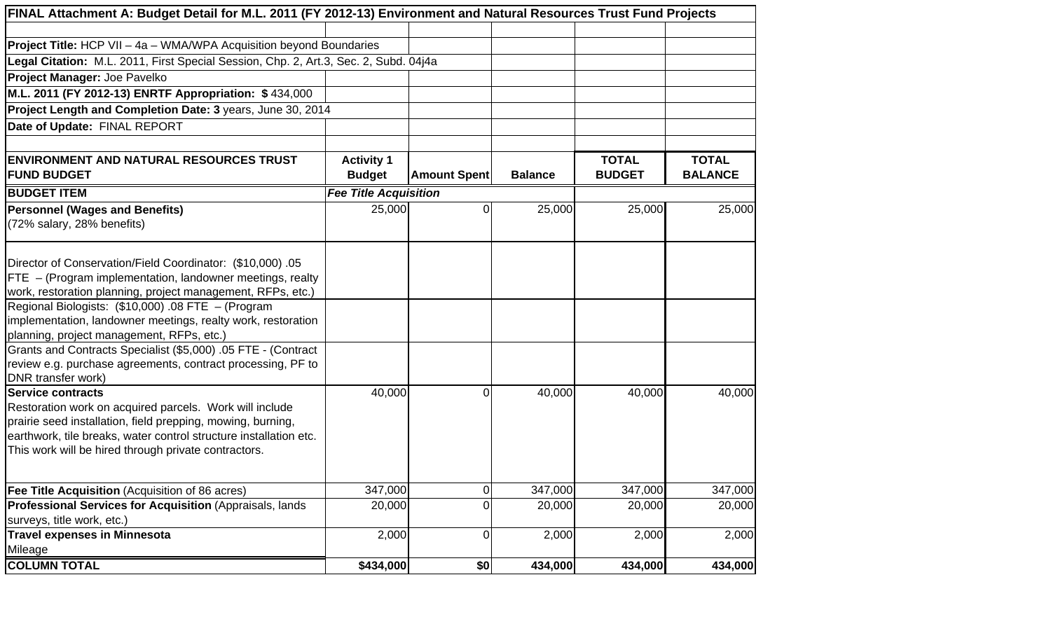# FINAL Attachment A: Budget Detail for M.L. 2011 (FY 2012-13) Environment and Natural Resources Trust Fund Projects

**Project Title:** HCP VII – 4a – WMA/WPA Acquisition beyond Boundaries

**Legal Citation:** M.L. 2011, First Special Session, Chp. 2, Art.3, Sec. 2, Subd. 04j4a

**Project Manager:** Joe Pavelko

**M.L. 2011 (FY 2012-13) ENRTF Appropriation: $** 434,000

**Project Length and Completion Date: 3** years, June 30, 2014

**Date of Update:** FINAL REPORT

| ENVIRONMENT AND NATURAL RESOURCES TRUST FUND BUDGET | Activity 1 Budget | Amount Spent | Balance | TOTAL BUDGET | TOTAL BALANCE |
|---|---|---|---|---|---|
| **BUDGET ITEM** | *Fee Title Acquisition* | | | | |
| **Personnel (Wages and Benefits)** (72% salary, 28% benefits) | 25,000 | 0 | 25,000 | 25,000 | 25,000 |
| Director of Conservation/Field Coordinator: ($10,000) .05 FTE – (Program implementation, landowner meetings, realty work, restoration planning, project management, RFPs, etc.) | | | | | |
| Regional Biologists: ($10,000) .08 FTE – (Program implementation, landowner meetings, realty work, restoration planning, project management, RFPs, etc.) | | | | | |
| Grants and Contracts Specialist ($5,000) .05 FTE - (Contract review e.g. purchase agreements, contract processing, PF to DNR transfer work) | | | | | |
| **Service contracts** Restoration work on acquired parcels. Work will include prairie seed installation, field prepping, mowing, burning, earthwork, tile breaks, water control structure installation etc. This work will be hired through private contractors. | 40,000 | 0 | 40,000 | 40,000 | 40,000 |
| **Fee Title Acquisition** (Acquisition of 86 acres) | 347,000 | 0 | 347,000 | 347,000 | 347,000 |
| **Professional Services for Acquisition** (Appraisals, lands surveys, title work, etc.) | 20,000 | 0 | 20,000 | 20,000 | 20,000 |
| **Travel expenses in Minnesota** Mileage | 2,000 | 0 | 2,000 | 2,000 | 2,000 |
| **COLUMN TOTAL** | **$434,000** | **$0** | **434,000** | **434,000** | **434,000** |